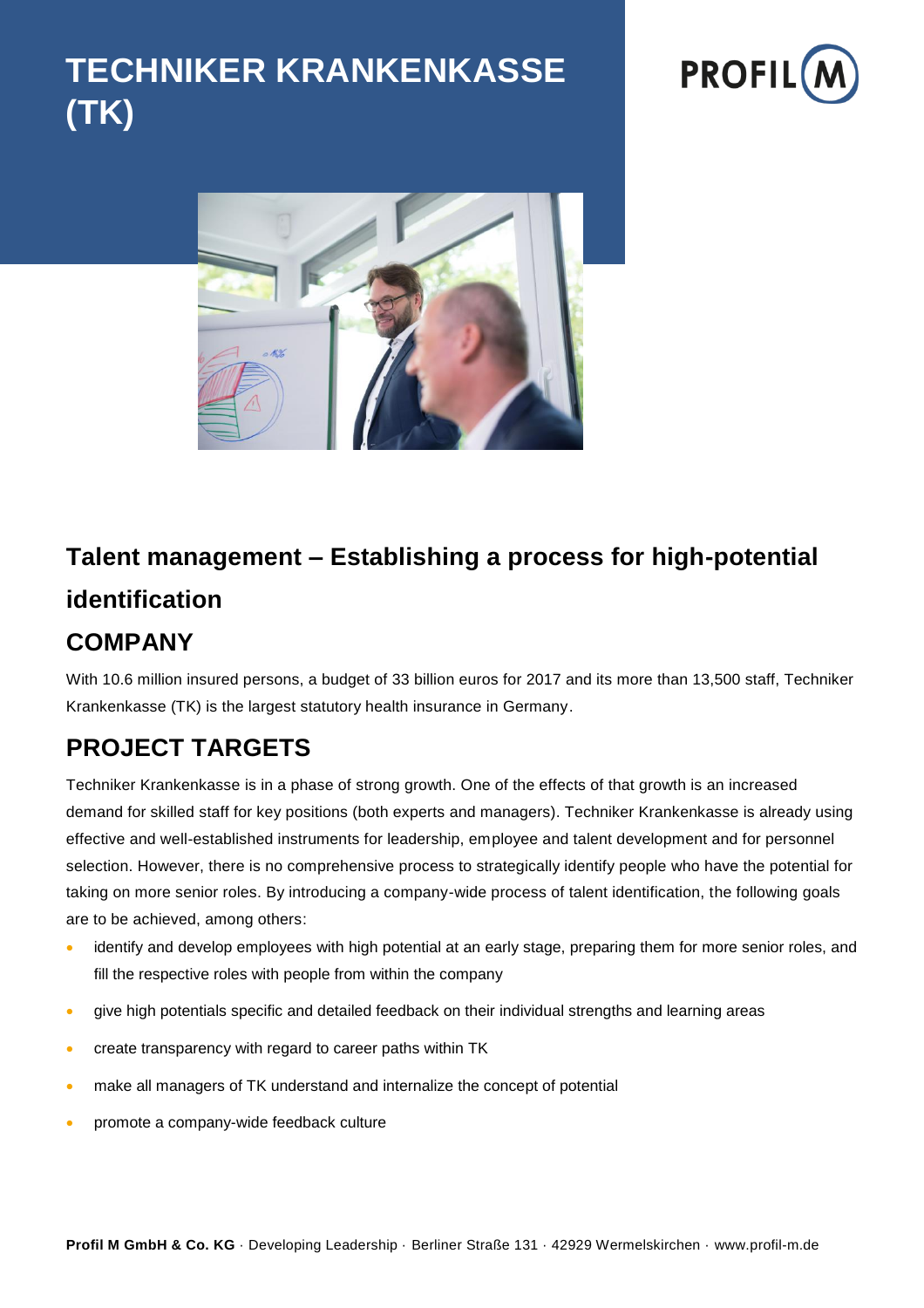# TECHNIKER KRANKENKASSE (TK)

## Talent management – Establishing a process for high-potential identification

## COMPANY

With 10.6 million insured persons, a budget of 33 billion euros for 2017 and its more than 13,500 staff, Techniker Krankenkasse (TK) is the largest statutory health insurance in Germany.

## PROJECT TARGETS

Techniker Krankenkasse is in a phase of strong growth. One of the effects of that growth is an increased demand for skilled staff for key positions (both experts and managers). Techniker Krankenkasse is already using effective and well-established instruments for leadership, employee and talent development and for personnel selection. However, there is no comprehensive process to strategically identify people who have the potential for taking on more senior roles. By introducing a company-wide process of talent identification, the following goals are to be achieved, among others:

- identify and develop employees with high potential at an early stage, preparing them for more senior roles, and fill the respective roles with people from within the company
- give high potentials specific and detailed feedback on their individual strengths and learning areas
- create transparency with regard to career paths within TK
- make all managers of TK understand and internalize the concept of potential
- promote a company-wide feedback culture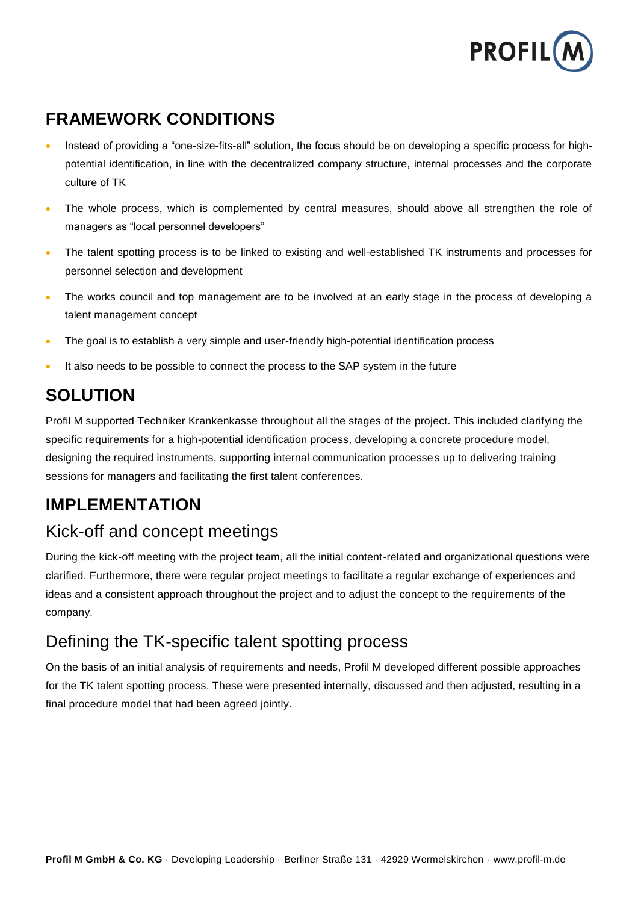## FRAMEWORK CONDITIONS

- Instead of providing a "one-size-fits-all" solution, the focus should be on developing a specific process for high-potential identification, in line with the decentralized company structure, internal processes and the corporate culture of TK
- The whole process, which is complemented by central measures, should above all strengthen the role of managers as "local personnel developers"
- The talent spotting process is to be linked to existing and well-established TK instruments and processes for personnel selection and development
- The works council and top management are to be involved at an early stage in the process of developing a talent management concept
- The goal is to establish a very simple and user-friendly high-potential identification process
- It also needs to be possible to connect the process to the SAP system in the future

## SOLUTION

Profil M supported Techniker Krankenkasse throughout all the stages of the project. This included clarifying the specific requirements for a high-potential identification process, developing a concrete procedure model, designing the required instruments, supporting internal communication processes up to delivering training sessions for managers and facilitating the first talent conferences.

## IMPLEMENTATION

### Kick-off and concept meetings

During the kick-off meeting with the project team, all the initial content-related and organizational questions were clarified. Furthermore, there were regular project meetings to facilitate a regular exchange of experiences and ideas and a consistent approach throughout the project and to adjust the concept to the requirements of the company.

### Defining the TK-specific talent spotting process

On the basis of an initial analysis of requirements and needs, Profil M developed different possible approaches for the TK talent spotting process. These were presented internally, discussed and then adjusted, resulting in a final procedure model that had been agreed jointly.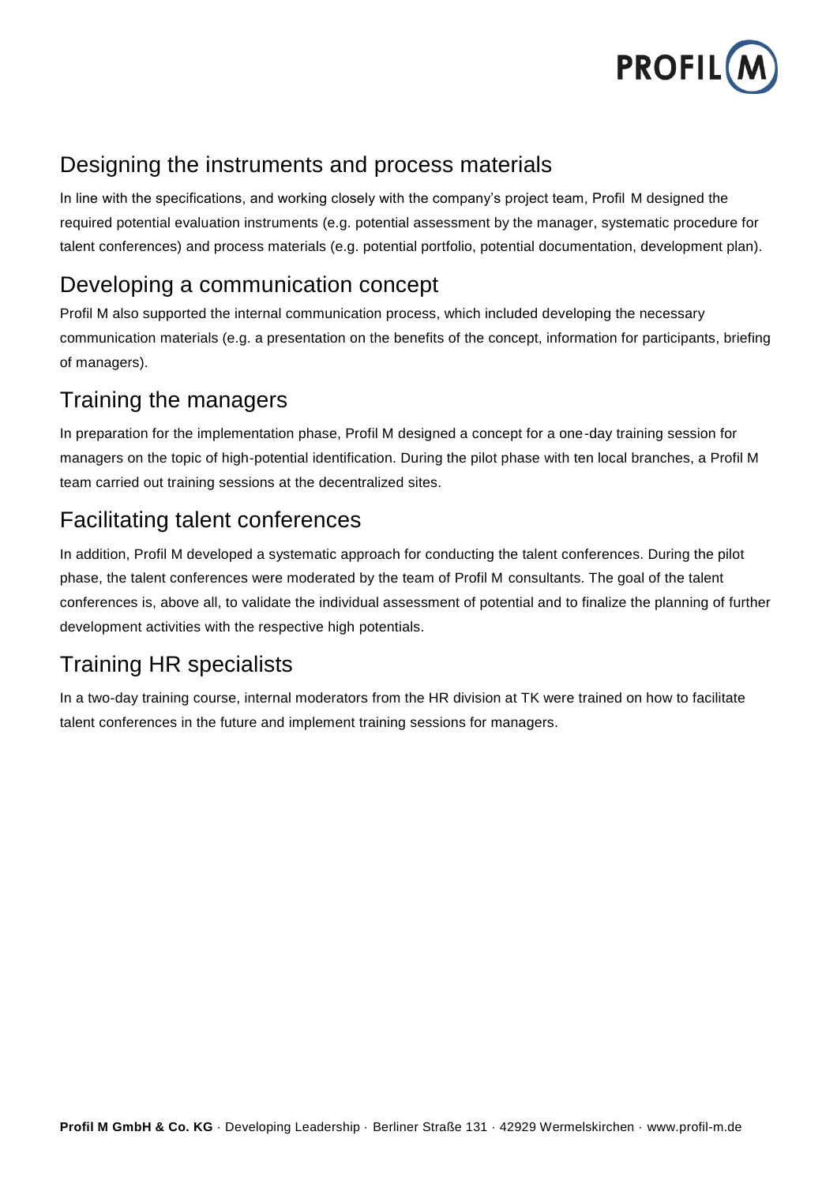## Designing the instruments and process materials

In line with the specifications, and working closely with the company's project team, Profil M designed the required potential evaluation instruments (e.g. potential assessment by the manager, systematic procedure for talent conferences) and process materials (e.g. potential portfolio, potential documentation, development plan).

## Developing a communication concept

Profil M also supported the internal communication process, which included developing the necessary communication materials (e.g. a presentation on the benefits of the concept, information for participants, briefing of managers).

## Training the managers

In preparation for the implementation phase, Profil M designed a concept for a one-day training session for managers on the topic of high-potential identification. During the pilot phase with ten local branches, a Profil M team carried out training sessions at the decentralized sites.

## Facilitating talent conferences

In addition, Profil M developed a systematic approach for conducting the talent conferences. During the pilot phase, the talent conferences were moderated by the team of Profil M consultants. The goal of the talent conferences is, above all, to validate the individual assessment of potential and to finalize the planning of further development activities with the respective high potentials.

## Training HR specialists

In a two-day training course, internal moderators from the HR division at TK were trained on how to facilitate talent conferences in the future and implement training sessions for managers.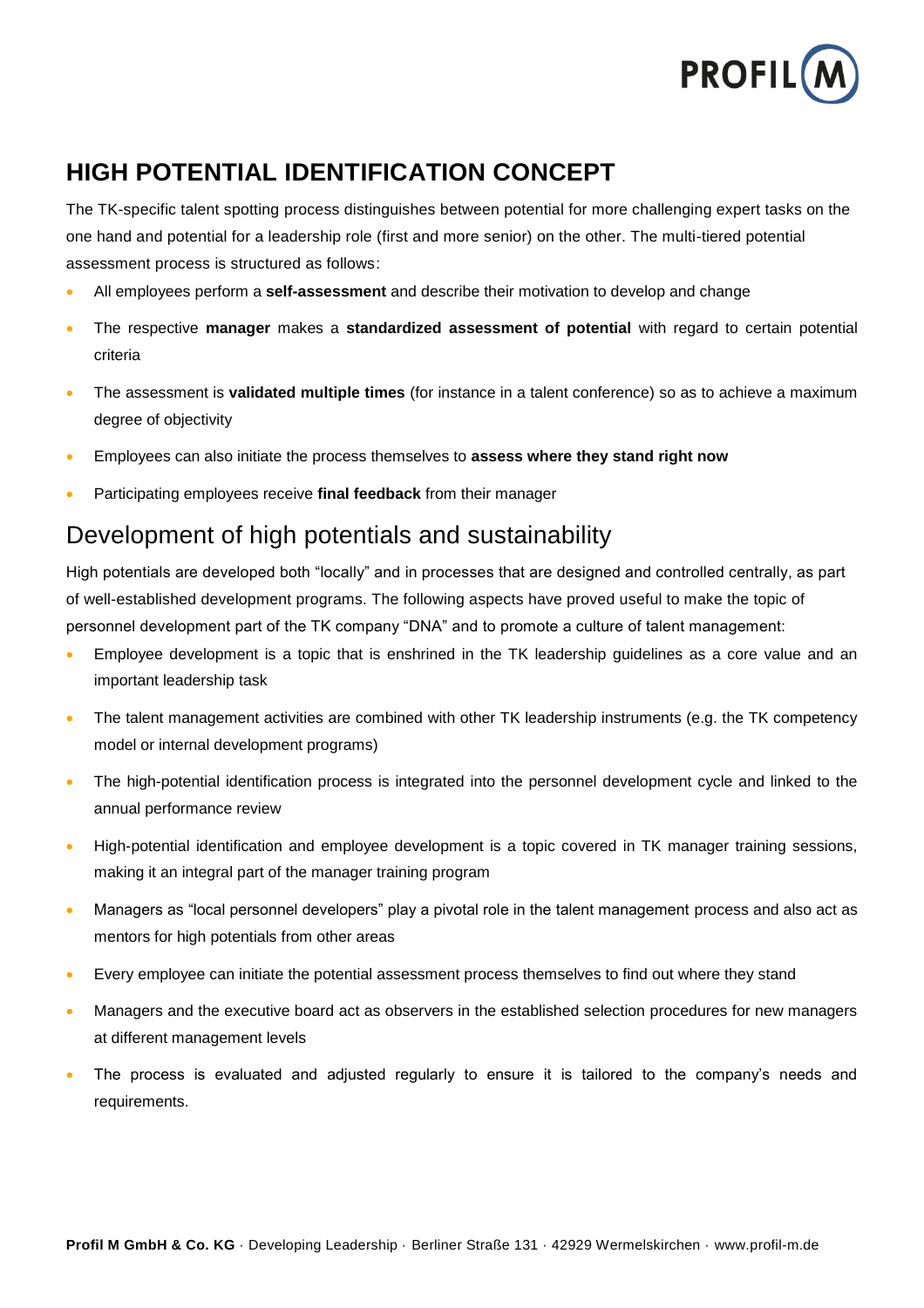# HIGH POTENTIAL IDENTIFICATION CONCEPT

The TK-specific talent spotting process distinguishes between potential for more challenging expert tasks on the one hand and potential for a leadership role (first and more senior) on the other. The multi-tiered potential assessment process is structured as follows:

- All employees perform a **self-assessment** and describe their motivation to develop and change
- The respective **manager** makes a **standardized assessment of potential** with regard to certain potential criteria
- The assessment is **validated multiple times** (for instance in a talent conference) so as to achieve a maximum degree of objectivity
- Employees can also initiate the process themselves to **assess where they stand right now**
- Participating employees receive **final feedback** from their manager

## Development of high potentials and sustainability

High potentials are developed both "locally" and in processes that are designed and controlled centrally, as part of well-established development programs. The following aspects have proved useful to make the topic of personnel development part of the TK company "DNA" and to promote a culture of talent management:

- Employee development is a topic that is enshrined in the TK leadership guidelines as a core value and an important leadership task
- The talent management activities are combined with other TK leadership instruments (e.g. the TK competency model or internal development programs)
- The high-potential identification process is integrated into the personnel development cycle and linked to the annual performance review
- High-potential identification and employee development is a topic covered in TK manager training sessions, making it an integral part of the manager training program
- Managers as "local personnel developers" play a pivotal role in the talent management process and also act as mentors for high potentials from other areas
- Every employee can initiate the potential assessment process themselves to find out where they stand
- Managers and the executive board act as observers in the established selection procedures for new managers at different management levels
- The process is evaluated and adjusted regularly to ensure it is tailored to the company's needs and requirements.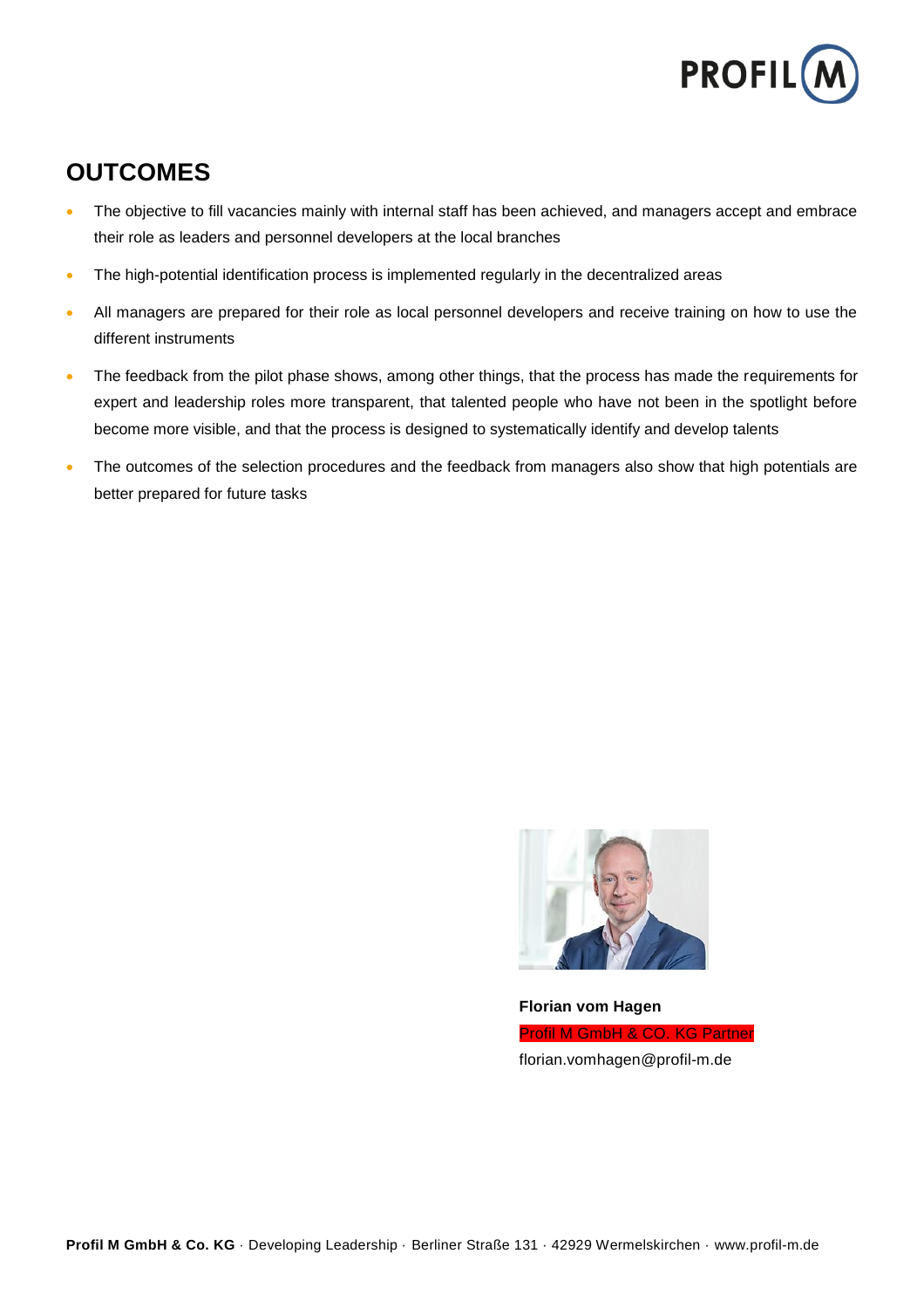## OUTCOMES

- The objective to fill vacancies mainly with internal staff has been achieved, and managers accept and embrace their role as leaders and personnel developers at the local branches
- The high-potential identification process is implemented regularly in the decentralized areas
- All managers are prepared for their role as local personnel developers and receive training on how to use the different instruments
- The feedback from the pilot phase shows, among other things, that the process has made the requirements for expert and leadership roles more transparent, that talented people who have not been in the spotlight before become more visible, and that the process is designed to systematically identify and develop talents
- The outcomes of the selection procedures and the feedback from managers also show that high potentials are better prepared for future tasks

**Florian vom Hagen**
Profil M GmbH & CO. KG Partner
florian.vomhagen@profil-m.de